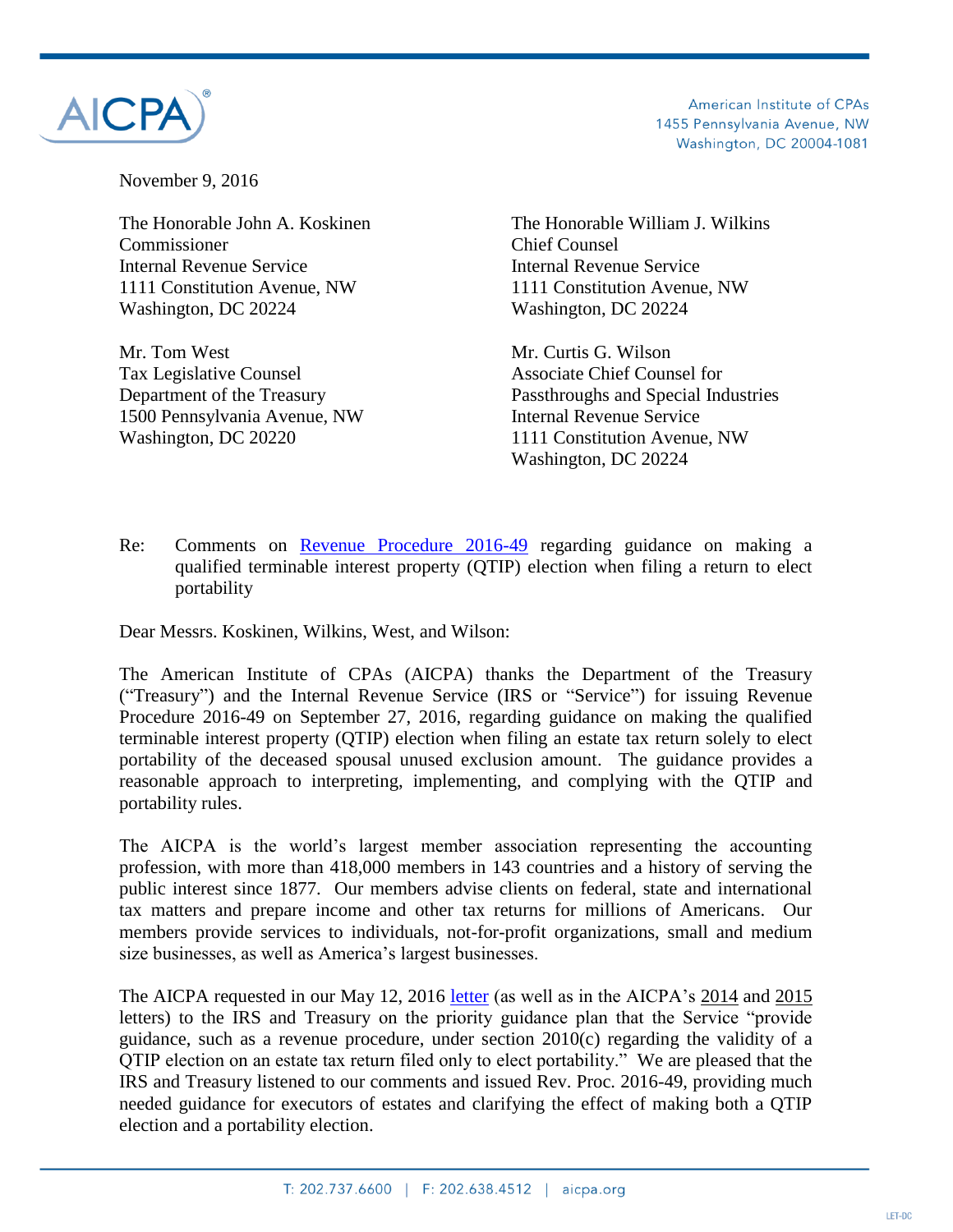AICPA

American Institute of CPAs
1455 Pennsylvania Avenue, NW
Washington, DC 20004-1081

November 9, 2016

The Honorable John A. Koskinen
Commissioner
Internal Revenue Service
1111 Constitution Avenue, NW
Washington, DC 20224

The Honorable William J. Wilkins
Chief Counsel
Internal Revenue Service
1111 Constitution Avenue, NW
Washington, DC 20224

Mr. Tom West
Tax Legislative Counsel
Department of the Treasury
1500 Pennsylvania Avenue, NW
Washington, DC 20220

Mr. Curtis G. Wilson
Associate Chief Counsel for
Passthroughs and Special Industries
Internal Revenue Service
1111 Constitution Avenue, NW
Washington, DC 20224

Re: Comments on Revenue Procedure 2016-49 regarding guidance on making a qualified terminable interest property (QTIP) election when filing a return to elect portability

Dear Messrs. Koskinen, Wilkins, West, and Wilson:

The American Institute of CPAs (AICPA) thanks the Department of the Treasury ("Treasury") and the Internal Revenue Service (IRS or "Service") for issuing Revenue Procedure 2016-49 on September 27, 2016, regarding guidance on making the qualified terminable interest property (QTIP) election when filing an estate tax return solely to elect portability of the deceased spousal unused exclusion amount. The guidance provides a reasonable approach to interpreting, implementing, and complying with the QTIP and portability rules.

The AICPA is the world's largest member association representing the accounting profession, with more than 418,000 members in 143 countries and a history of serving the public interest since 1877. Our members advise clients on federal, state and international tax matters and prepare income and other tax returns for millions of Americans. Our members provide services to individuals, not-for-profit organizations, small and medium size businesses, as well as America's largest businesses.

The AICPA requested in our May 12, 2016 letter (as well as in the AICPA's 2014 and 2015 letters) to the IRS and Treasury on the priority guidance plan that the Service "provide guidance, such as a revenue procedure, under section 2010(c) regarding the validity of a QTIP election on an estate tax return filed only to elect portability." We are pleased that the IRS and Treasury listened to our comments and issued Rev. Proc. 2016-49, providing much needed guidance for executors of estates and clarifying the effect of making both a QTIP election and a portability election.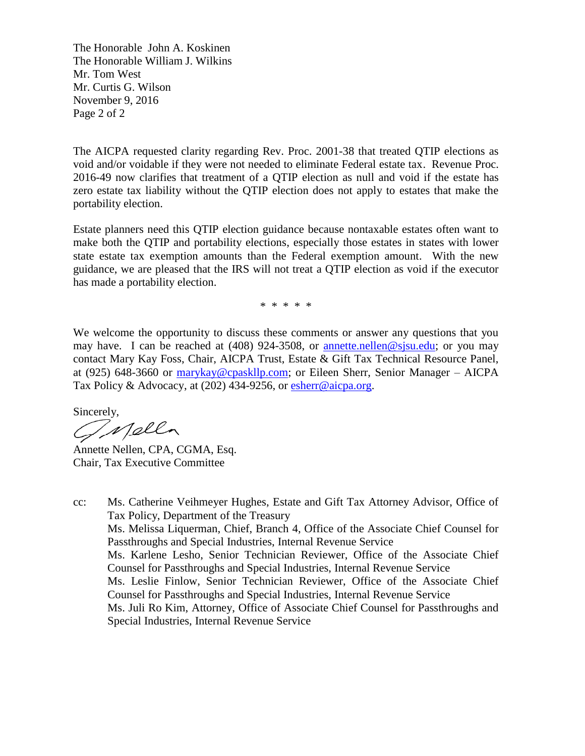The Honorable John A. Koskinen
The Honorable William J. Wilkins
Mr. Tom West
Mr. Curtis G. Wilson
November 9, 2016

The AICPA requested clarity regarding Rev. Proc. 2001-38 that treated QTIP elections as void and/or voidable if they were not needed to eliminate Federal estate tax. Revenue Proc. 2016-49 now clarifies that treatment of a QTIP election as null and void if the estate has zero estate tax liability without the QTIP election does not apply to estates that make the portability election.

Estate planners need this QTIP election guidance because nontaxable estates often want to make both the QTIP and portability elections, especially those estates in states with lower state estate tax exemption amounts than the Federal exemption amount. With the new guidance, we are pleased that the IRS will not treat a QTIP election as void if the executor has made a portability election.

* * * * *

We welcome the opportunity to discuss these comments or answer any questions that you may have. I can be reached at (408) 924-3508, or annette.nellen@sjsu.edu; or you may contact Mary Kay Foss, Chair, AICPA Trust, Estate & Gift Tax Technical Resource Panel, at (925) 648-3660 or marykay@cpaskllp.com; or Eileen Sherr, Senior Manager – AICPA Tax Policy & Advocacy, at (202) 434-9256, or esherr@aicpa.org.

Sincerely,

Annette Nellen, CPA, CGMA, Esq.
Chair, Tax Executive Committee

cc: Ms. Catherine Veihmeyer Hughes, Estate and Gift Tax Attorney Advisor, Office of Tax Policy, Department of the Treasury
Ms. Melissa Liquerman, Chief, Branch 4, Office of the Associate Chief Counsel for Passthroughs and Special Industries, Internal Revenue Service
Ms. Karlene Lesho, Senior Technician Reviewer, Office of the Associate Chief Counsel for Passthroughs and Special Industries, Internal Revenue Service
Ms. Leslie Finlow, Senior Technician Reviewer, Office of the Associate Chief Counsel for Passthroughs and Special Industries, Internal Revenue Service
Ms. Juli Ro Kim, Attorney, Office of Associate Chief Counsel for Passthroughs and Special Industries, Internal Revenue Service